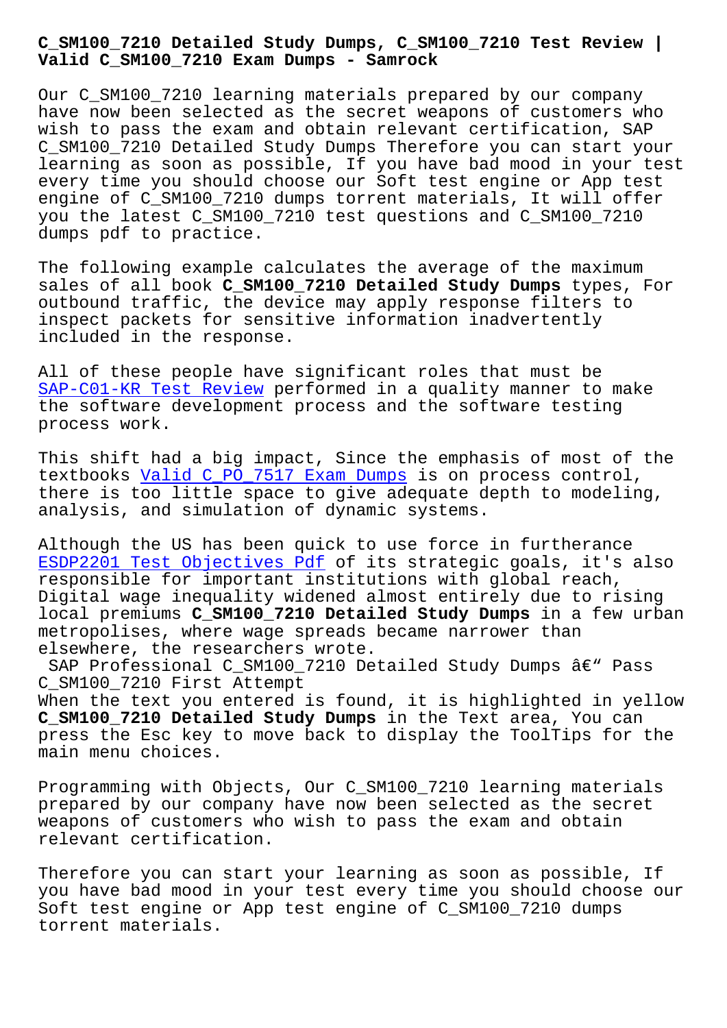# C_SM100_7210 Detailed Study Dumps, C_SM100_7210 Test Review | Valid C_SM100_7210 Exam Dumps - Samrock

Our C_SM100_7210 learning materials prepared by our company have now been selected as the secret weapons of customers who wish to pass the exam and obtain relevant certification, SAP C_SM100_7210 Detailed Study Dumps Therefore you can start your learning as soon as possible, If you have bad mood in your test every time you should choose our Soft test engine or App test engine of C_SM100_7210 dumps torrent materials, It will offer you the latest C_SM100_7210 test questions and C_SM100_7210 dumps pdf to practice.

The following example calculates the average of the maximum sales of all book **C_SM100_7210 Detailed Study Dumps** types, For outbound traffic, the device may apply response filters to inspect packets for sensitive information inadvertently included in the response.

All of these people have significant roles that must be SAP-C01-KR Test Review performed in a quality manner to make the software development process and the software testing process work.

This shift had a big impact, Since the emphasis of most of the textbooks Valid C_PO_7517 Exam Dumps is on process control, there is too little space to give adequate depth to modeling, analysis, and simulation of dynamic systems.

Although the US has been quick to use force in furtherance ESDP2201 Test Objectives Pdf of its strategic goals, it's also responsible for important institutions with global reach, Digital wage inequality widened almost entirely due to rising local premiums **C_SM100_7210 Detailed Study Dumps** in a few urban metropolises, where wage spreads became narrower than elsewhere, the researchers wrote.

SAP Professional C_SM100_7210 Detailed Study Dumps â€" Pass C_SM100_7210 First Attempt

When the text you entered is found, it is highlighted in yellow **C_SM100_7210 Detailed Study Dumps** in the Text area, You can press the Esc key to move back to display the ToolTips for the main menu choices.

Programming with Objects, Our C_SM100_7210 learning materials prepared by our company have now been selected as the secret weapons of customers who wish to pass the exam and obtain relevant certification.

Therefore you can start your learning as soon as possible, If you have bad mood in your test every time you should choose our Soft test engine or App test engine of C_SM100_7210 dumps torrent materials.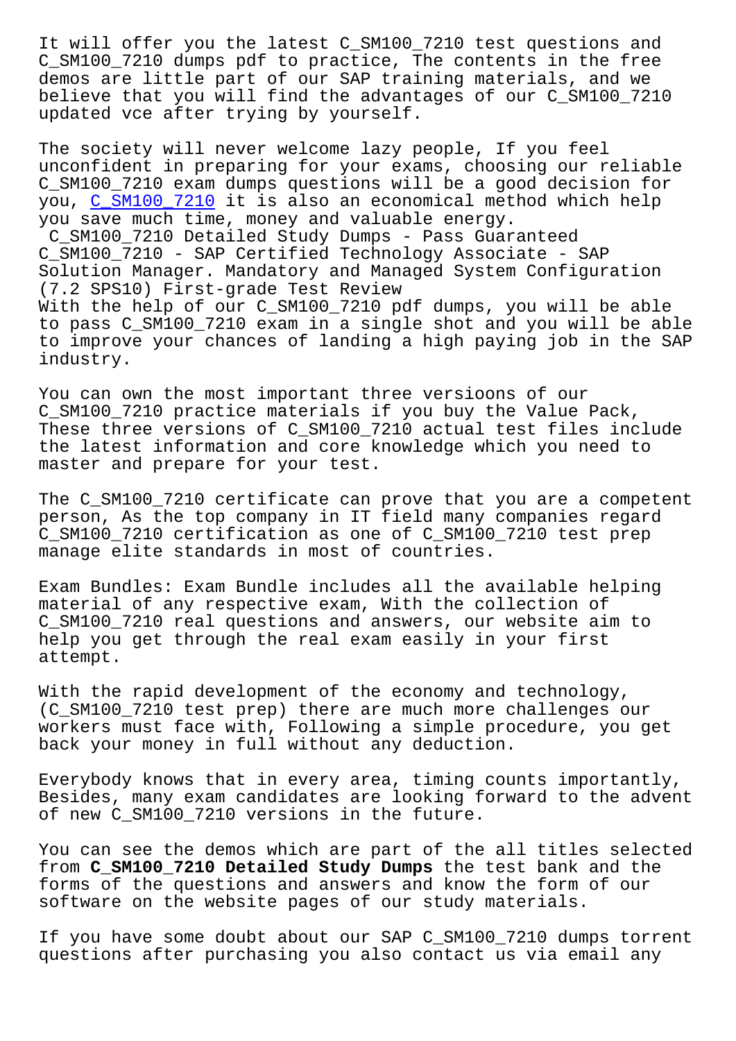It will offer you the latest C_SM100_7210 test questions and C_SM100_7210 dumps pdf to practice, The contents in the free demos are little part of our SAP training materials, and we believe that you will find the advantages of our C_SM100_7210 updated vce after trying by yourself.

The society will never welcome lazy people, If you feel unconfident in preparing for your exams, choosing our reliable C_SM100_7210 exam dumps questions will be a good decision for you, C_SM100_7210 it is also an economical method which help you save much time, money and valuable energy.

C_SM100_7210 Detailed Study Dumps - Pass Guaranteed C_SM100_7210 - SAP Certified Technology Associate - SAP Solution Manager. Mandatory and Managed System Configuration (7.2 SPS10) First-grade Test Review

With the help of our C_SM100_7210 pdf dumps, you will be able to pass C_SM100_7210 exam in a single shot and you will be able to improve your chances of landing a high paying job in the SAP industry.

You can own the most important three versioons of our C_SM100_7210 practice materials if you buy the Value Pack, These three versions of C_SM100_7210 actual test files include the latest information and core knowledge which you need to master and prepare for your test.

The C_SM100_7210 certificate can prove that you are a competent person, As the top company in IT field many companies regard C_SM100_7210 certification as one of C_SM100_7210 test prep manage elite standards in most of countries.

Exam Bundles: Exam Bundle includes all the available helping material of any respective exam, With the collection of C_SM100_7210 real questions and answers, our website aim to help you get through the real exam easily in your first attempt.

With the rapid development of the economy and technology, (C_SM100_7210 test prep) there are much more challenges our workers must face with, Following a simple procedure, you get back your money in full without any deduction.

Everybody knows that in every area, timing counts importantly, Besides, many exam candidates are looking forward to the advent of new C_SM100_7210 versions in the future.

You can see the demos which are part of the all titles selected from **C_SM100_7210 Detailed Study Dumps** the test bank and the forms of the questions and answers and know the form of our software on the website pages of our study materials.

If you have some doubt about our SAP C_SM100_7210 dumps torrent questions after purchasing you also contact us via email any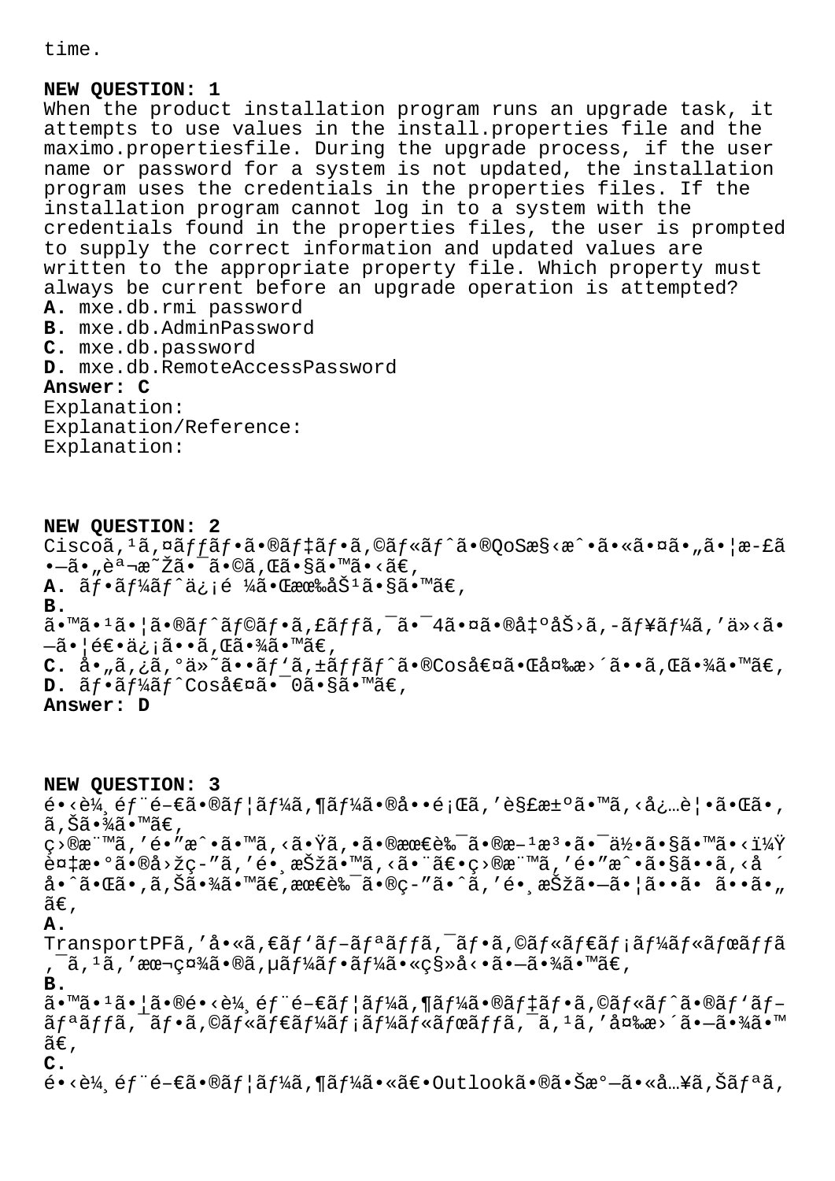time.

**NEW QUESTION: 1**
When the product installation program runs an upgrade task, it attempts to use values in the install.properties file and the maximo.propertiesfile. During the upgrade process, if the user name or password for a system is not updated, the installation program uses the credentials in the properties files. If the installation program cannot log in to a system with the credentials found in the properties files, the user is prompted to supply the correct information and updated values are written to the appropriate property file. Which property must always be current before an upgrade operation is attempted?
**A.** mxe.db.rmi password
**B.** mxe.db.AdminPassword
**C.** mxe.db.password
**D.** mxe.db.RemoteAccessPassword
**Answer: C**
Explanation:
Explanation/Reference:
Explanation:

**NEW QUESTION: 2**
Ciscoã,¹ã,¤ãƒƒãƒ•ã•®ãƒ‡ãƒ•ã,©ãƒ«ãƒˆã•®QoSæ§‹æˆ•ã•«ã•¤ã•„ã•¦æ-£ã•—ã•„èª¬æ˜Žã•¯ã•©ã,Œã•§ã•™ã•‹ã€,
**A.** ãƒ•ãƒ¼ãƒˆä¿¡é ¼ã•Œæœ‰åŠ¹ã•§ã•™ã€,
**B.**
ã•™ã•¹ã•¦ã•®ãƒˆãƒ©ãƒ•ã,£ãƒƒã,¯ã•¯4ã•¤ã•®å‡ºåŠ›ã,-ãƒ¥ãƒ¼ã,'ä»‹ã•—ã•¦é€•ä¿¡ã••ã,Œã•¾ã•™ã€,
**C.** å•„ã,¿ã,°ä»˜ã••ãƒ'ã,±ãƒƒãƒˆã•®Coså€¤ã•Œå¤‰æ›´ã••ã,Œã•¾ã•™ã€,
**D.** ãƒ•ãƒ¼ãƒˆCoså€¤ã•¯0ã•§ã•™ã€,
**Answer: D**

**NEW QUESTION: 3**
é•‹è¼¸éƒ¨é–€ã•®ãƒ¦ãƒ¼ã,¶ãƒ¼ã•®å••é¡Œã,'解決ã•™ã,‹å¿…è¦•ã•Œã•,ã,Šã•¾ã•™ã€,
ç›®æ¨™ã,'é•”æˆ•ã•™ã,‹ã•Ÿã,•ã•®æœ€è‰¯ã•®æ–¹æ³•ã•¯ä½•ã•§ã•™ã•‹ï¼Ÿ
è¤‡æ•°ã•®å›žç-"ã,'é•¸æŠžã•™ã,‹ã•¨ã€•ç›®æ¨™ã,'é•"æˆ•ã•§ã••ã,‹å ´å•ˆã•Œã•,ã,Šã•¾ã•™ã€,最è‰¯ã•®ç-"ã•ˆã,'é•¸æŠžã•—ã•¦ã••ã• ã••ã•„ã€,
**A.**
TransportPFã,'å•«ã,€ãƒ'ãƒ–ãƒªãƒƒã,¯ãƒ•ã,©ãƒ«ãƒ€ãƒ¡ãƒ¼ãƒ«ãƒœãƒƒã,¯ã,¹ã,'æ¬¡ç¤¾ã•®ã,µãƒ¼ãƒ•ãƒ¼ã•«ç§»å‹•ã•—ã•¾ã•™ã€,
**B.**
ã•™ã•¹ã•¦ã•®é•‹è¼¸éƒ¨é–€ãƒ¦ãƒ¼ã,¶ãƒ¼ã•®ãƒ‡ãƒ•ã,©ãƒ«ãƒˆã•®ãƒ'ãƒ–ãƒªãƒƒã,¯ãƒ•ã,©ãƒ«ãƒ€ãƒ¼ãƒ¡ãƒ¼ãƒ«ãƒœãƒƒã,¯ã,¹ã,'å¤‰æ›´ã•—ã•¾ã•™ã€,
**C.**
é•‹è¼¸éƒ¨é–€ã•®ãƒ¦ãƒ¼ã,¶ãƒ¼ã•«ã€•Outlookã•®ã•Šæ°—ã•«å…¥ã,Šãƒªã,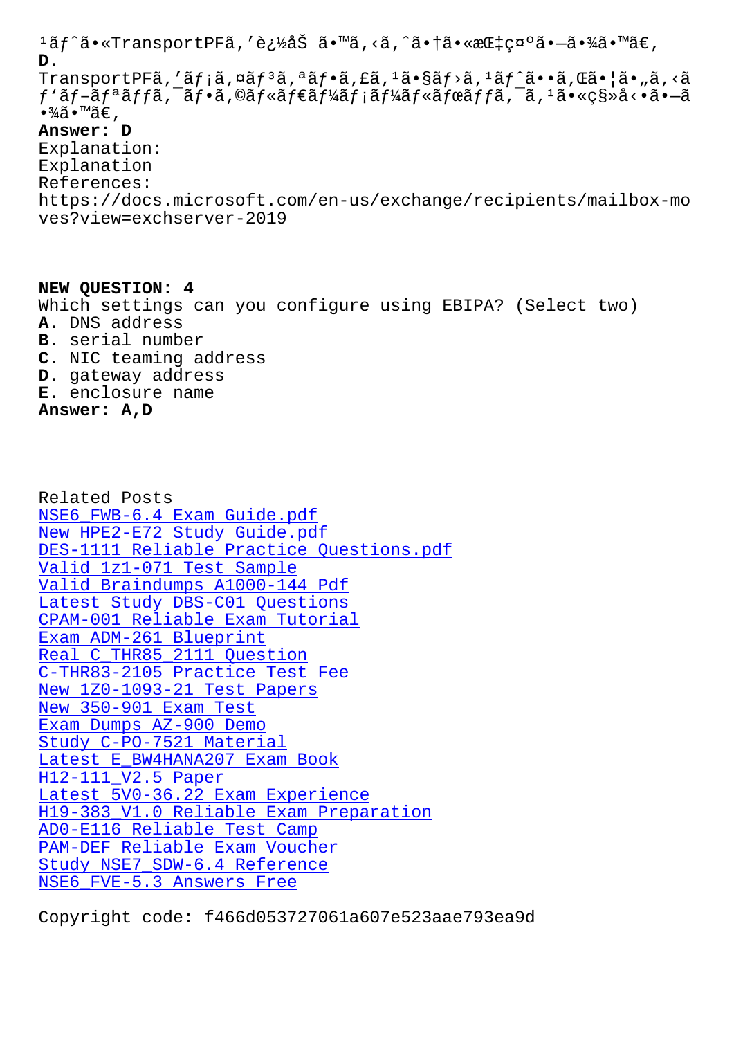¹ãƒˆã•«TransportPFã,'è¿½åŠ ã•™ã,‹ã,ˆã•†ã•«æŒ‡ç¤ºã•—ã•¾ã•™ã€,
**D.**
TransportPFã,'ãƒ¡ã,¤ãƒ³ã,ªãƒ•ã,£ã,¹ã•§ãƒ›ã,¹ãƒˆã••ã,Œã•¦ã•„ã,‹ãƒ'ãƒ–ãƒªãƒƒã,¯ãƒ•ã,©ãƒ«ãƒ€ãƒ¼ãƒ¡ãƒ¼ãƒ«ãƒœãƒƒã,¯ã,¹ã•«ç§»å‹•ã•—ã•¾ã•™ã€,

**Answer: D**

Explanation:
Explanation
References:
https://docs.microsoft.com/en-us/exchange/recipients/mailbox-moves?view=exchserver-2019

**NEW QUESTION: 4**
Which settings can you configure using EBIPA? (Select two)
**A.** DNS address
**B.** serial number
**C.** NIC teaming address
**D.** gateway address
**E.** enclosure name
**Answer: A,D**

Related Posts
NSE6_FWB-6.4 Exam Guide.pdf
New HPE2-E72 Study Guide.pdf
DES-1111 Reliable Practice Questions.pdf
Valid 1z1-071 Test Sample
Valid Braindumps A1000-144 Pdf
Latest Study DBS-C01 Questions
CPAM-001 Reliable Exam Tutorial
Exam ADM-261 Blueprint
Real C_THR85_2111 Question
C-THR83-2105 Practice Test Fee
New 1Z0-1093-21 Test Papers
New 350-901 Exam Test
Exam Dumps AZ-900 Demo
Study C-PO-7521 Material
Latest E_BW4HANA207 Exam Book
H12-111_V2.5 Paper
Latest 5V0-36.22 Exam Experience
H19-383_V1.0 Reliable Exam Preparation
AD0-E116 Reliable Test Camp
PAM-DEF Reliable Exam Voucher
Study NSE7_SDW-6.4 Reference
NSE6_FVE-5.3 Answers Free

Copyright code: f466d053727061a607e523aae793ea9d